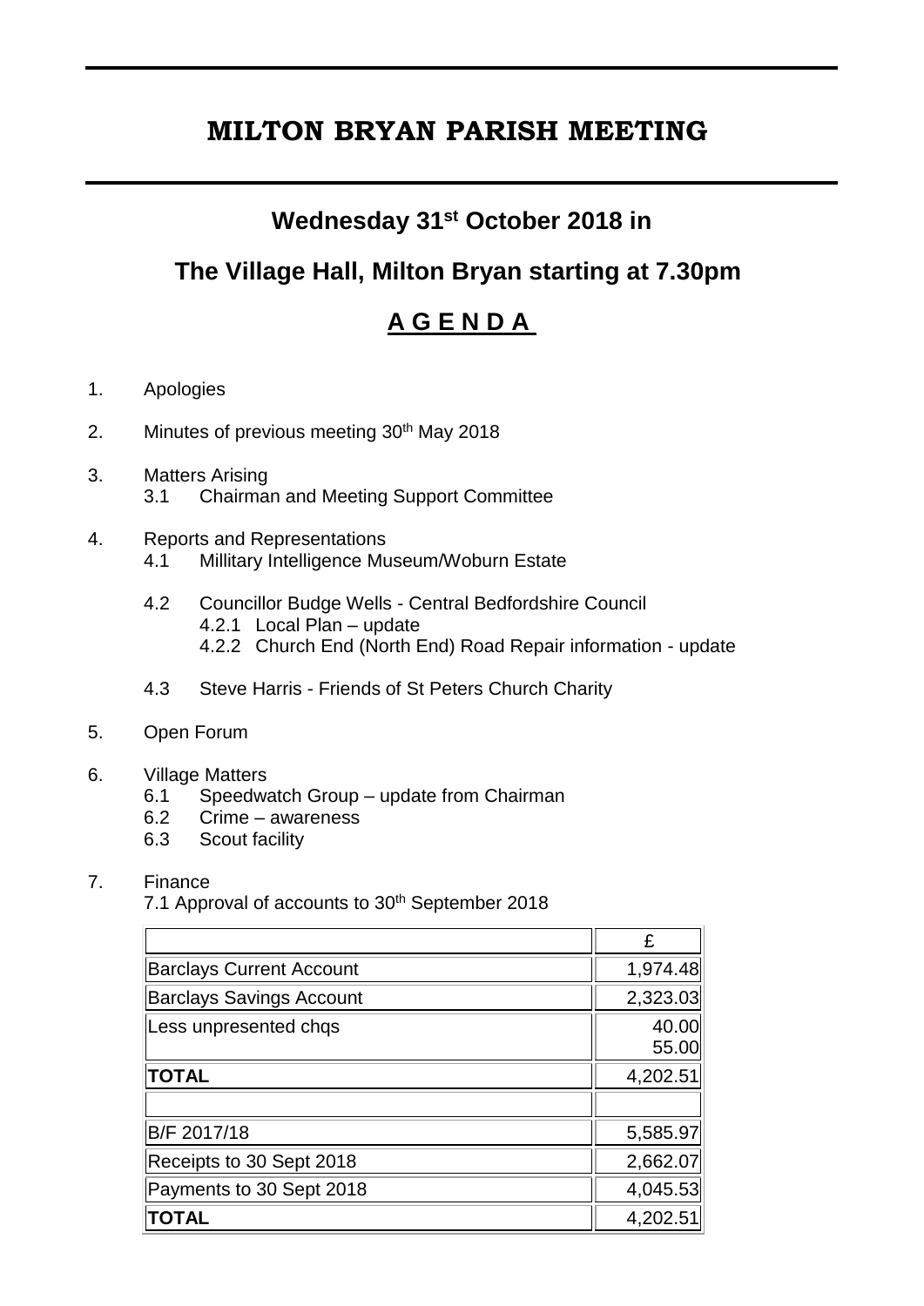# MILTON BRYAN PARISH MEETING

## Wednesday 31st October 2018 in

## The Village Hall, Milton Bryan starting at 7.30pm

## A G E N D A

1. Apologies

2. Minutes of previous meeting 30th May 2018

3. Matters Arising
   - 3.1 Chairman and Meeting Support Committee

4. Reports and Representations
   - 4.1 Millitary Intelligence Museum/Woburn Estate
   - 4.2 Councillor Budge Wells - Central Bedfordshire Council
     - 4.2.1 Local Plan – update
     - 4.2.2 Church End (North End) Road Repair information - update
   - 4.3 Steve Harris - Friends of St Peters Church Charity

5. Open Forum

6. Village Matters
   - 6.1 Speedwatch Group – update from Chairman
   - 6.2 Crime – awareness
   - 6.3 Scout facility

7. Finance

   7.1 Approval of accounts to 30th September 2018

| | £ |
|---|---|
| Barclays Current Account | 1,974.48 |
| Barclays Savings Account | 2,323.03 |
| Less unpresented chqs | 40.00<br>55.00 |
| **TOTAL** | 4,202.51 |
| | |
| B/F 2017/18 | 5,585.97 |
| Receipts to 30 Sept 2018 | 2,662.07 |
| Payments to 30 Sept 2018 | 4,045.53 |
| **TOTAL** | 4,202.51 |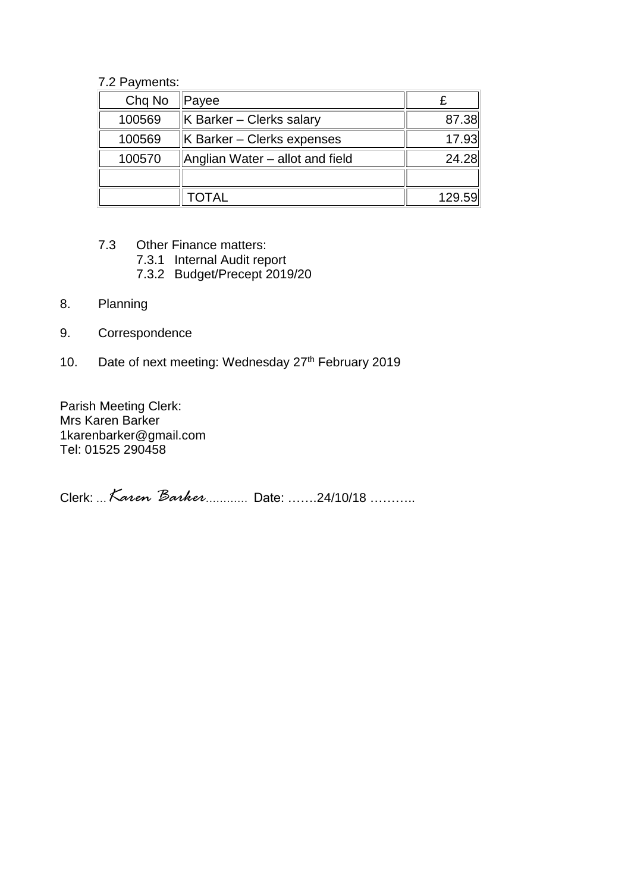7.2 Payments:

| Chq No | Payee | £ |
|---|---|---|
| 100569 | K Barker – Clerks salary | 87.38 |
| 100569 | K Barker – Clerks expenses | 17.93 |
| 100570 | Anglian Water – allot and field | 24.28 |
| | | |
| | TOTAL | 129.59 |

7.3 Other Finance matters:
- 7.3.1 Internal Audit report
- 7.3.2 Budget/Precept 2019/20

8. Planning

9. Correspondence

10. Date of next meeting: Wednesday 27th February 2019

Parish Meeting Clerk:
Mrs Karen Barker
1karenbarker@gmail.com
Tel: 01525 290458

Clerk: ...*Karen Barker*............ Date: …….24/10/18 ………..